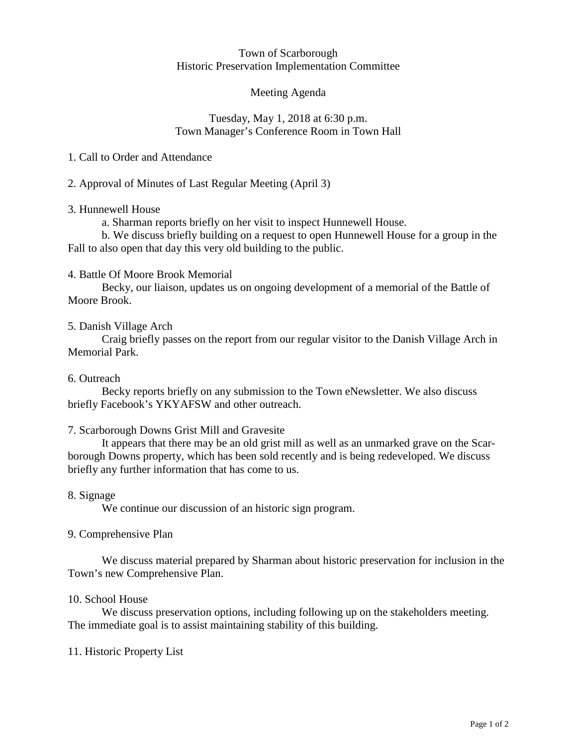Town of Scarborough
Historic Preservation Implementation Committee

Meeting Agenda

Tuesday, May 1, 2018 at 6:30 p.m.
Town Manager's Conference Room in Town Hall

1. Call to Order and Attendance

2. Approval of Minutes of Last Regular Meeting (April 3)

3. Hunnewell House

   a. Sharman reports briefly on her visit to inspect Hunnewell House.

   b. We discuss briefly building on a request to open Hunnewell House for a group in the Fall to also open that day this very old building to the public.

4. Battle Of Moore Brook Memorial

   Becky, our liaison, updates us on ongoing development of a memorial of the Battle of Moore Brook.

5. Danish Village Arch

   Craig briefly passes on the report from our regular visitor to the Danish Village Arch in Memorial Park.

6. Outreach

   Becky reports briefly on any submission to the Town eNewsletter. We also discuss briefly Facebook's YKYAFSW and other outreach.

7. Scarborough Downs Grist Mill and Gravesite

   It appears that there may be an old grist mill as well as an unmarked grave on the Scarborough Downs property, which has been sold recently and is being redeveloped. We discuss briefly any further information that has come to us.

8. Signage

   We continue our discussion of an historic sign program.

9. Comprehensive Plan

   We discuss material prepared by Sharman about historic preservation for inclusion in the Town's new Comprehensive Plan.

10. School House

   We discuss preservation options, including following up on the stakeholders meeting. The immediate goal is to assist maintaining stability of this building.

11. Historic Property List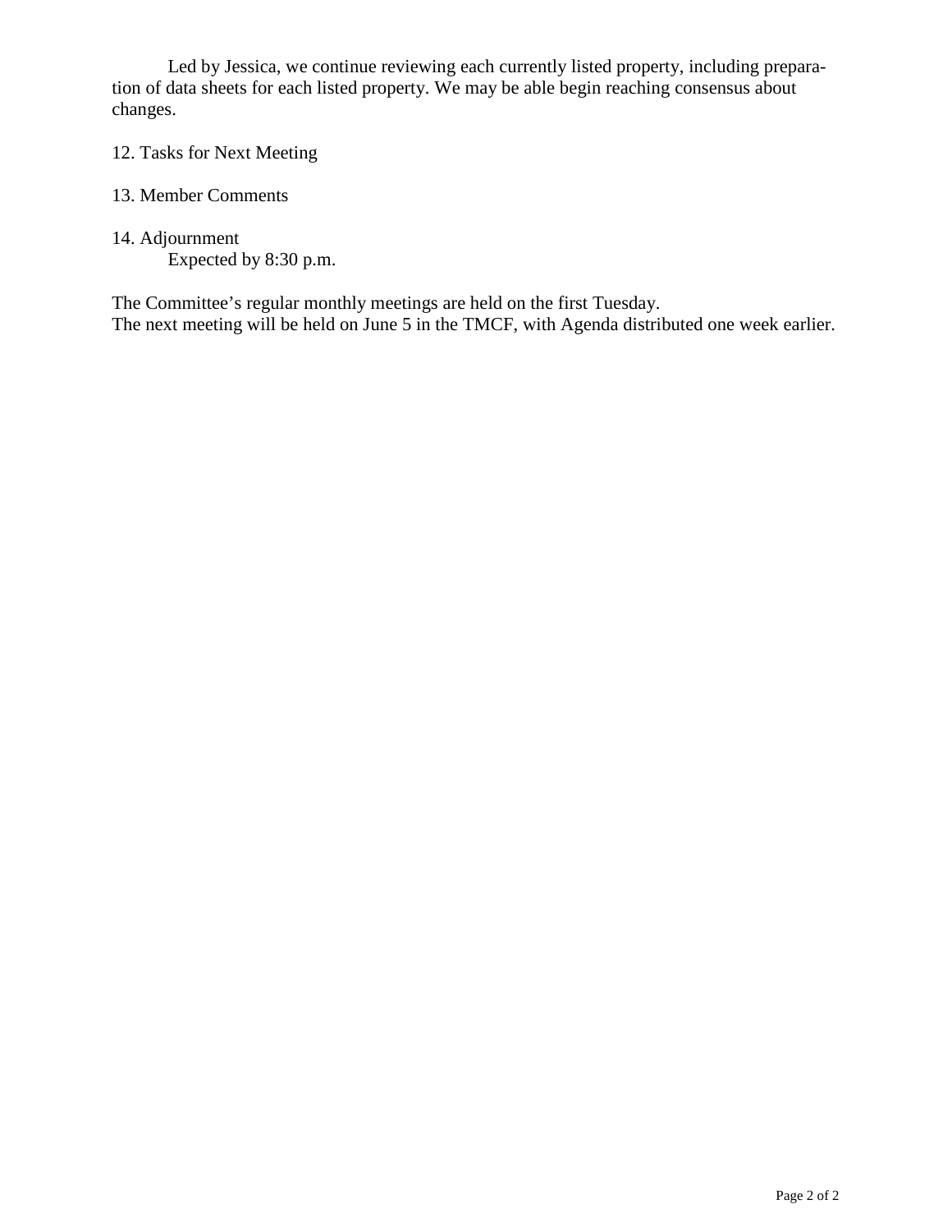Led by Jessica, we continue reviewing each currently listed property, including preparation of data sheets for each listed property. We may be able begin reaching consensus about changes.

12. Tasks for Next Meeting

13. Member Comments

14. Adjournment
    Expected by 8:30 p.m.

The Committee's regular monthly meetings are held on the first Tuesday.
The next meeting will be held on June 5 in the TMCF, with Agenda distributed one week earlier.